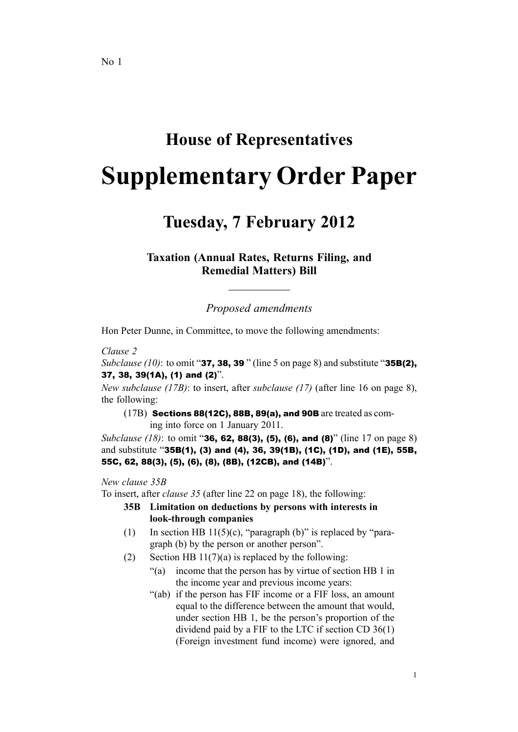No 1

# House of Representatives

# Supplementary Order Paper

## Tuesday, 7 February 2012

### Taxation (Annual Rates, Returns Filing, and Remedial Matters) Bill

*Proposed amendments*

Hon Peter Dunne, in Committee, to move the following amendments:

*Clause 2*

*Subclause (10)*: to omit "**37, 38, 39** " (line 5 on page 8) and substitute "**35B(2), 37, 38, 39(1A), (1) and (2)**".

*New subclause (17B)*: to insert, after *subclause (17)* (after line 16 on page 8), the following:

(17B) **Sections 88(12C), 88B, 89(a), and 90B** are treated as coming into force on 1 January 2011.

*Subclause (18)*: to omit "**36, 62, 88(3), (5), (6), and (8)**" (line 17 on page 8) and substitute "**35B(1), (3) and (4), 36, 39(1B), (1C), (1D), and (1E), 55B, 55C, 62, 88(3), (5), (6), (8), (8B), (12CB), and (14B)**".

*New clause 35B*

To insert, after *clause 35* (after line 22 on page 18), the following:

**35B Limitation on deductions by persons with interests in look-through companies**

(1) In section HB 11(5)(c), "paragraph (b)" is replaced by "paragraph (b) by the person or another person".

(2) Section HB 11(7)(a) is replaced by the following:

"(a) income that the person has by virtue of section HB 1 in the income year and previous income years:

"(ab) if the person has FIF income or a FIF loss, an amount equal to the difference between the amount that would, under section HB 1, be the person's proportion of the dividend paid by a FIF to the LTC if section CD 36(1) (Foreign investment fund income) were ignored, and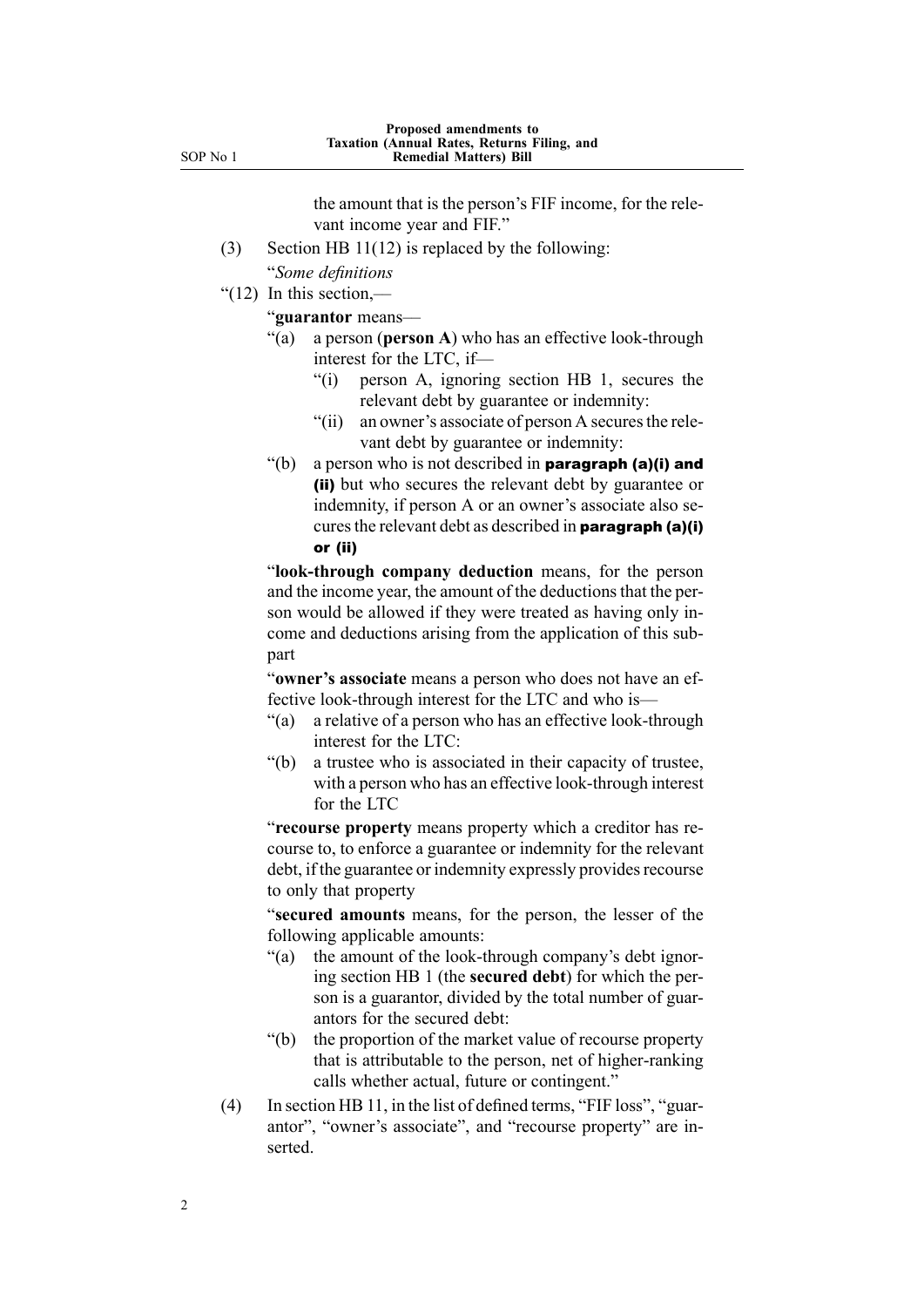the amount that is the person's FIF income, for the relevant income year and FIF."

(3) Section HB 11(12) is replaced by the following:

"*Some definitions*

"(12) In this section,—

"**guarantor** means—

"(a) a person (**person A**) who has an effective look-through interest for the LTC, if—

"(i) person A, ignoring section HB 1, secures the relevant debt by guarantee or indemnity:

"(ii) an owner's associate of person A secures the relevant debt by guarantee or indemnity:

"(b) a person who is not described in **paragraph (a)(i) and (ii)** but who secures the relevant debt by guarantee or indemnity, if person A or an owner's associate also secures the relevant debt as described in **paragraph (a)(i) or (ii)**

"**look-through company deduction** means, for the person and the income year, the amount of the deductions that the person would be allowed if they were treated as having only income and deductions arising from the application of this subpart

"**owner's associate** means a person who does not have an effective look-through interest for the LTC and who is—

"(a) a relative of a person who has an effective look-through interest for the LTC:

"(b) a trustee who is associated in their capacity of trustee, with a person who has an effective look-through interest for the LTC

"**recourse property** means property which a creditor has recourse to, to enforce a guarantee or indemnity for the relevant debt, if the guarantee or indemnity expressly provides recourse to only that property

"**secured amounts** means, for the person, the lesser of the following applicable amounts:

"(a) the amount of the look-through company's debt ignoring section HB 1 (the **secured debt**) for which the person is a guarantor, divided by the total number of guarantors for the secured debt:

"(b) the proportion of the market value of recourse property that is attributable to the person, net of higher-ranking calls whether actual, future or contingent."

(4) In section HB 11, in the list of defined terms, "FIF loss", "guarantor", "owner's associate", and "recourse property" are inserted.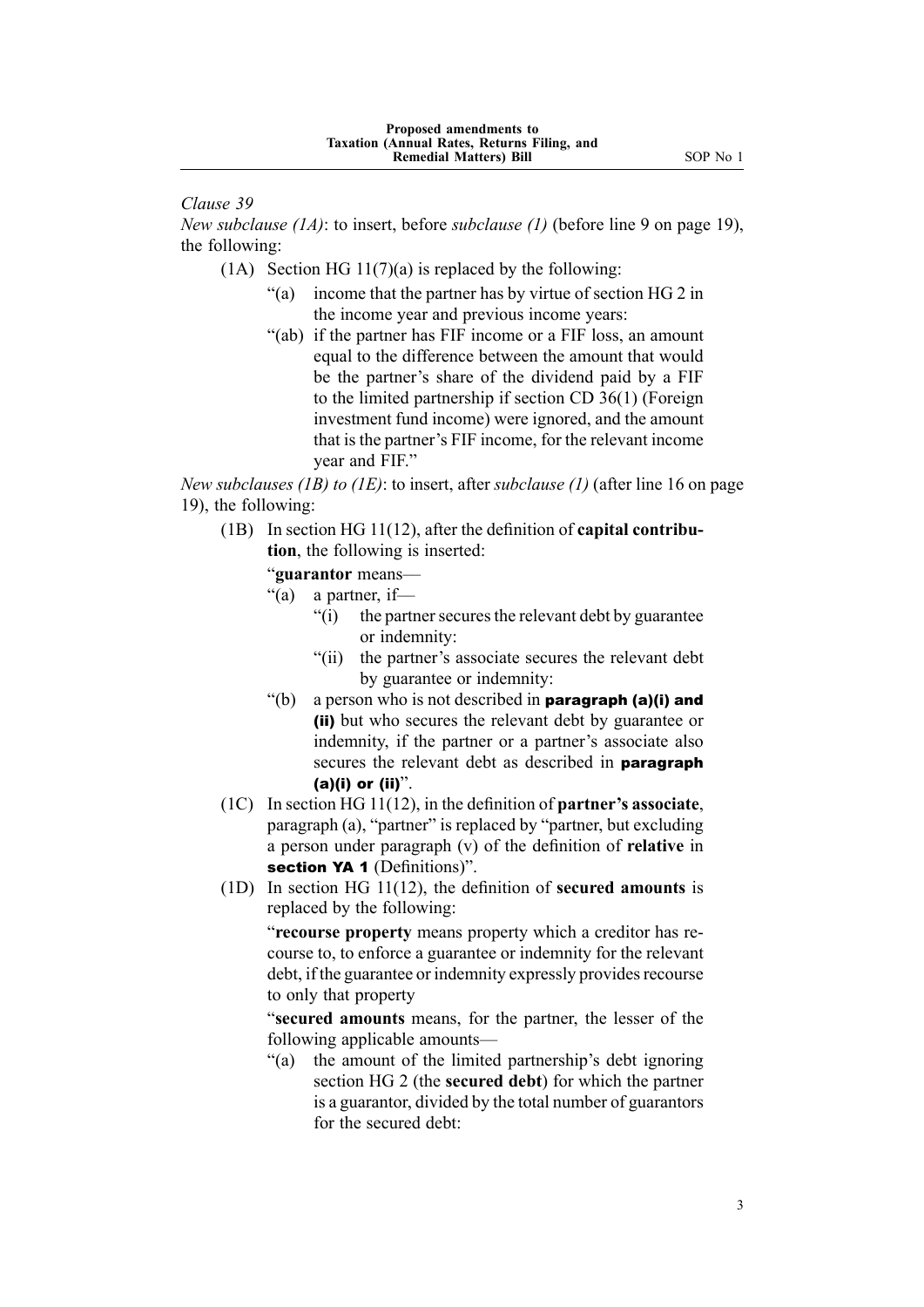*Clause 39*

*New subclause (1A)*: to insert, before *subclause (1)* (before line 9 on page 19), the following:

(1A) Section HG 11(7)(a) is replaced by the following:

"(a) income that the partner has by virtue of section HG 2 in the income year and previous income years:

"(ab) if the partner has FIF income or a FIF loss, an amount equal to the difference between the amount that would be the partner's share of the dividend paid by a FIF to the limited partnership if section CD 36(1) (Foreign investment fund income) were ignored, and the amount that is the partner's FIF income, for the relevant income year and FIF."

*New subclauses (1B) to (1E)*: to insert, after *subclause (1)* (after line 16 on page 19), the following:

(1B) In section HG 11(12), after the definition of **capital contribution**, the following is inserted:

"**guarantor** means—

"(a) a partner, if—

"(i) the partner secures the relevant debt by guarantee or indemnity:

"(ii) the partner's associate secures the relevant debt by guarantee or indemnity:

"(b) a person who is not described in **paragraph (a)(i) and (ii)** but who secures the relevant debt by guarantee or indemnity, if the partner or a partner's associate also secures the relevant debt as described in **paragraph (a)(i) or (ii)**".

(1C) In section HG 11(12), in the definition of **partner's associate**, paragraph (a), "partner" is replaced by "partner, but excluding a person under paragraph (v) of the definition of **relative** in **section YA 1** (Definitions)".

(1D) In section HG 11(12), the definition of **secured amounts** is replaced by the following:

"**recourse property** means property which a creditor has recourse to, to enforce a guarantee or indemnity for the relevant debt, if the guarantee or indemnity expressly provides recourse to only that property

"**secured amounts** means, for the partner, the lesser of the following applicable amounts—

"(a) the amount of the limited partnership's debt ignoring section HG 2 (the **secured debt**) for which the partner is a guarantor, divided by the total number of guarantors for the secured debt: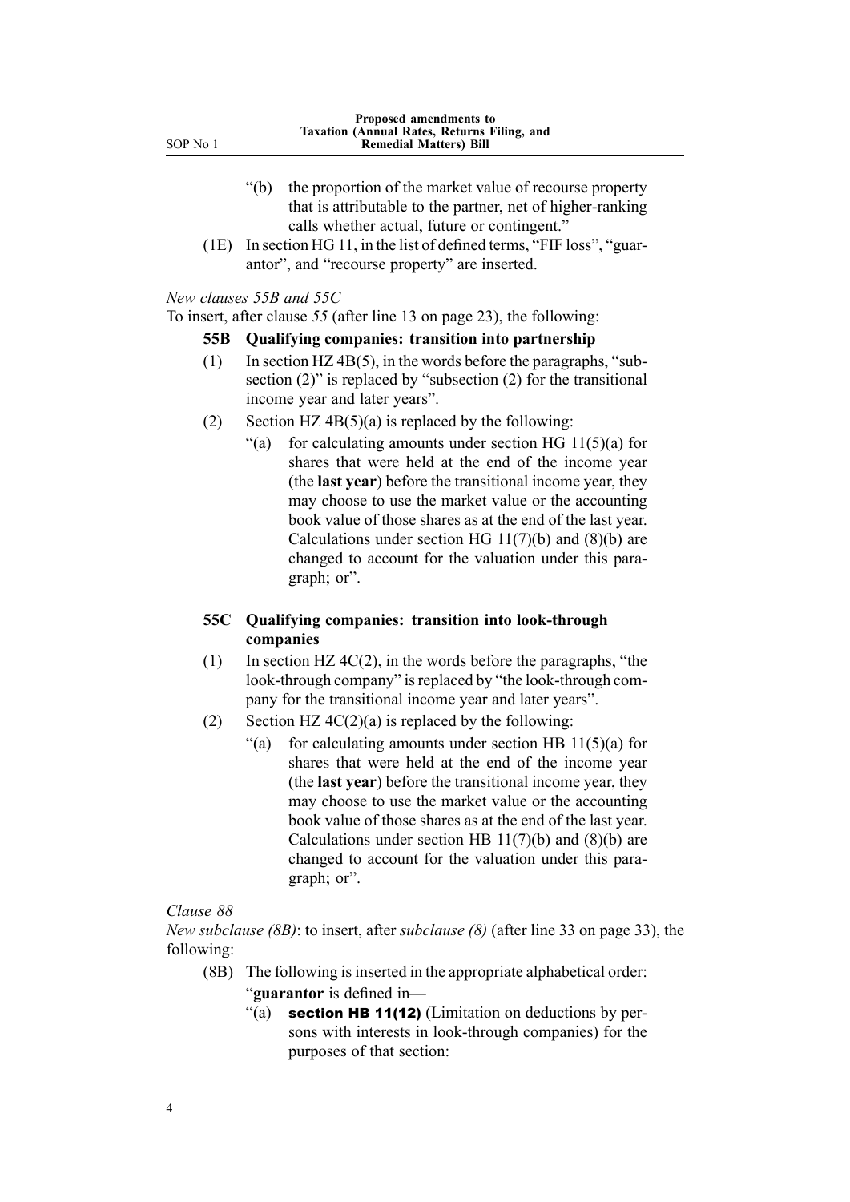"(b) the proportion of the market value of recourse property that is attributable to the partner, net of higher-ranking calls whether actual, future or contingent."

(1E) In section HG 11, in the list of defined terms, "FIF loss", "guarantor", and "recourse property" are inserted.

*New clauses 55B and 55C*

To insert, after clause *55* (after line 13 on page 23), the following:

**55B Qualifying companies: transition into partnership**

(1) In section HZ 4B(5), in the words before the paragraphs, "subsection (2)" is replaced by "subsection (2) for the transitional income year and later years".

(2) Section HZ 4B(5)(a) is replaced by the following:

"(a) for calculating amounts under section HG 11(5)(a) for shares that were held at the end of the income year (the **last year**) before the transitional income year, they may choose to use the market value or the accounting book value of those shares as at the end of the last year. Calculations under section HG 11(7)(b) and (8)(b) are changed to account for the valuation under this paragraph; or".

**55C Qualifying companies: transition into look-through companies**

(1) In section HZ 4C(2), in the words before the paragraphs, "the look-through company" is replaced by "the look-through company for the transitional income year and later years".

(2) Section HZ 4C(2)(a) is replaced by the following:

"(a) for calculating amounts under section HB 11(5)(a) for shares that were held at the end of the income year (the **last year**) before the transitional income year, they may choose to use the market value or the accounting book value of those shares as at the end of the last year. Calculations under section HB 11(7)(b) and (8)(b) are changed to account for the valuation under this paragraph; or".

*Clause 88*

*New subclause (8B)*: to insert, after *subclause (8)* (after line 33 on page 33), the following:

(8B) The following is inserted in the appropriate alphabetical order:

"**guarantor** is defined in—

"(a) **section HB 11(12)** (Limitation on deductions by persons with interests in look-through companies) for the purposes of that section: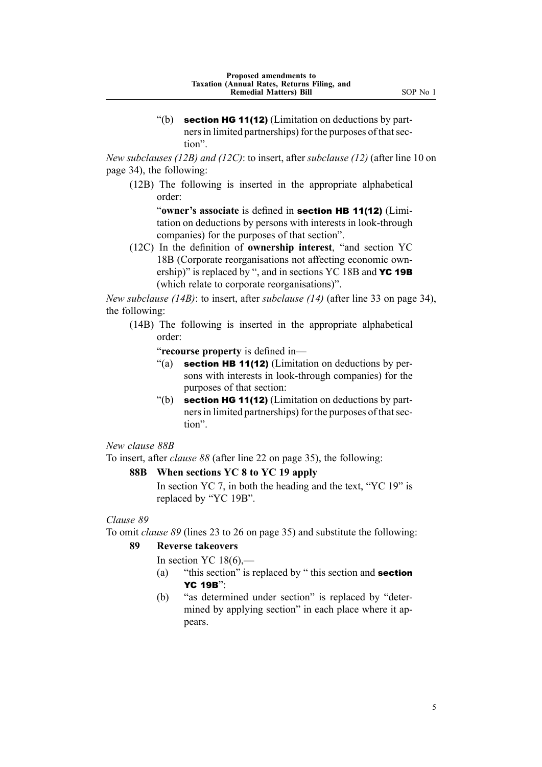"(b) **section HG 11(12)** (Limitation on deductions by partners in limited partnerships) for the purposes of that section".

*New subclauses (12B) and (12C)*: to insert, after *subclause (12)* (after line 10 on page 34), the following:

(12B) The following is inserted in the appropriate alphabetical order:

"**owner's associate** is defined in **section HB 11(12)** (Limitation on deductions by persons with interests in look-through companies) for the purposes of that section".

(12C) In the definition of **ownership interest**, "and section YC 18B (Corporate reorganisations not affecting economic ownership)" is replaced by ", and in sections YC 18B and **YC 19B** (which relate to corporate reorganisations)".

*New subclause (14B)*: to insert, after *subclause (14)* (after line 33 on page 34), the following:

(14B) The following is inserted in the appropriate alphabetical order:

"**recourse property** is defined in—

"(a) **section HB 11(12)** (Limitation on deductions by persons with interests in look-through companies) for the purposes of that section:

"(b) **section HG 11(12)** (Limitation on deductions by partners in limited partnerships) for the purposes of that section".

*New clause 88B*

To insert, after *clause 88* (after line 22 on page 35), the following:

**88B When sections YC 8 to YC 19 apply**

In section YC 7, in both the heading and the text, "YC 19" is replaced by "YC 19B".

*Clause 89*

To omit *clause 89* (lines 23 to 26 on page 35) and substitute the following:

**89 Reverse takeovers**

In section YC 18(6),—

(a) "this section" is replaced by " this section and **section YC 19B**":

(b) "as determined under section" is replaced by "determined by applying section" in each place where it appears.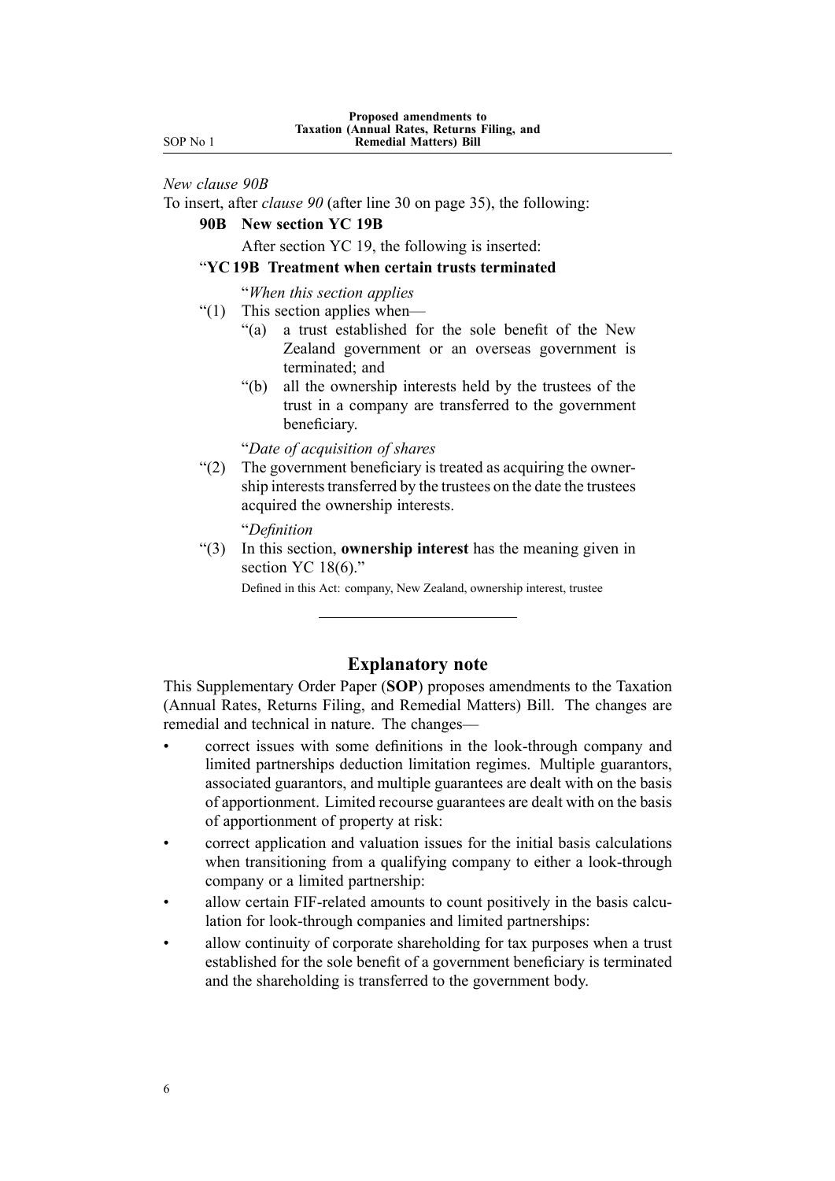*New clause 90B*

To insert, after *clause 90* (after line 30 on page 35), the following:

**90B New section YC 19B**

After section YC 19, the following is inserted:

"**YC 19B Treatment when certain trusts terminated**

"*When this section applies*

"(1) This section applies when—

"(a) a trust established for the sole benefit of the New Zealand government or an overseas government is terminated; and

"(b) all the ownership interests held by the trustees of the trust in a company are transferred to the government beneficiary.

"*Date of acquisition of shares*

"(2) The government beneficiary is treated as acquiring the ownership interests transferred by the trustees on the date the trustees acquired the ownership interests.

"*Definition*

"(3) In this section, **ownership interest** has the meaning given in section YC 18(6)."

Defined in this Act: company, New Zealand, ownership interest, trustee

---

## Explanatory note

This Supplementary Order Paper (**SOP**) proposes amendments to the Taxation (Annual Rates, Returns Filing, and Remedial Matters) Bill. The changes are remedial and technical in nature. The changes—

- correct issues with some definitions in the look-through company and limited partnerships deduction limitation regimes. Multiple guarantors, associated guarantors, and multiple guarantees are dealt with on the basis of apportionment. Limited recourse guarantees are dealt with on the basis of apportionment of property at risk:
- correct application and valuation issues for the initial basis calculations when transitioning from a qualifying company to either a look-through company or a limited partnership:
- allow certain FIF-related amounts to count positively in the basis calculation for look-through companies and limited partnerships:
- allow continuity of corporate shareholding for tax purposes when a trust established for the sole benefit of a government beneficiary is terminated and the shareholding is transferred to the government body.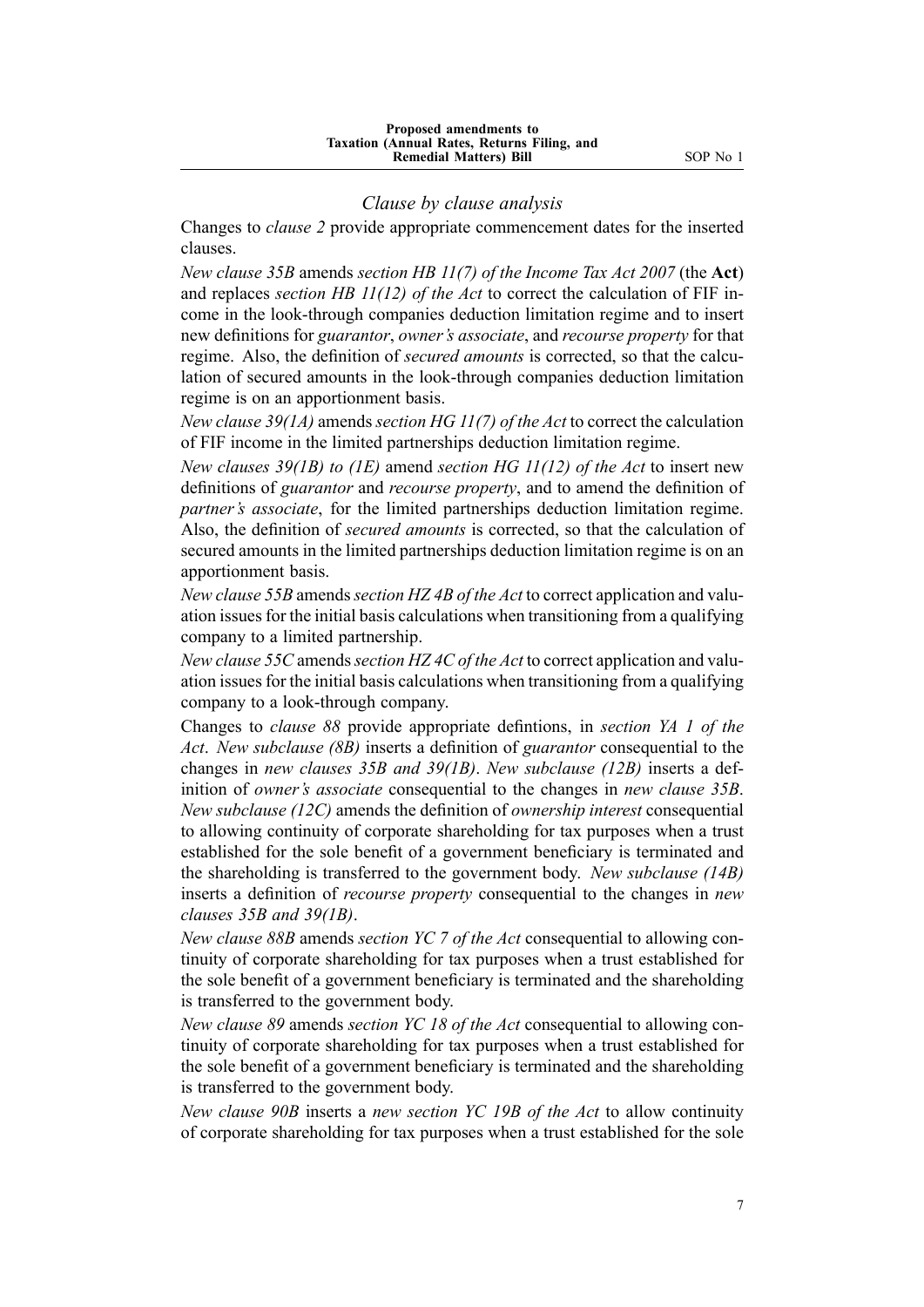## *Clause by clause analysis*

Changes to *clause 2* provide appropriate commencement dates for the inserted clauses.

*New clause 35B* amends *section HB 11(7) of the Income Tax Act 2007* (the **Act**) and replaces *section HB 11(12) of the Act* to correct the calculation of FIF income in the look-through companies deduction limitation regime and to insert new definitions for *guarantor*, *owner's associate*, and *recourse property* for that regime. Also, the definition of *secured amounts* is corrected, so that the calculation of secured amounts in the look-through companies deduction limitation regime is on an apportionment basis.

*New clause 39(1A)* amends *section HG 11(7) of the Act* to correct the calculation of FIF income in the limited partnerships deduction limitation regime.

*New clauses 39(1B) to (1E)* amend *section HG 11(12) of the Act* to insert new definitions of *guarantor* and *recourse property*, and to amend the definition of *partner's associate*, for the limited partnerships deduction limitation regime. Also, the definition of *secured amounts* is corrected, so that the calculation of secured amounts in the limited partnerships deduction limitation regime is on an apportionment basis.

*New clause 55B* amends *section HZ 4B of the Act* to correct application and valuation issues for the initial basis calculations when transitioning from a qualifying company to a limited partnership.

*New clause 55C* amends *section HZ 4C of the Act* to correct application and valuation issues for the initial basis calculations when transitioning from a qualifying company to a look-through company.

Changes to *clause 88* provide appropriate defintions, in *section YA 1 of the Act*. *New subclause (8B)* inserts a definition of *guarantor* consequential to the changes in *new clauses 35B and 39(1B)*. *New subclause (12B)* inserts a definition of *owner's associate* consequential to the changes in *new clause 35B*. *New subclause (12C)* amends the definition of *ownership interest* consequential to allowing continuity of corporate shareholding for tax purposes when a trust established for the sole benefit of a government beneficiary is terminated and the shareholding is transferred to the government body. *New subclause (14B)* inserts a definition of *recourse property* consequential to the changes in *new clauses 35B and 39(1B)*.

*New clause 88B* amends *section YC 7 of the Act* consequential to allowing continuity of corporate shareholding for tax purposes when a trust established for the sole benefit of a government beneficiary is terminated and the shareholding is transferred to the government body.

*New clause 89* amends *section YC 18 of the Act* consequential to allowing continuity of corporate shareholding for tax purposes when a trust established for the sole benefit of a government beneficiary is terminated and the shareholding is transferred to the government body.

*New clause 90B* inserts a *new section YC 19B of the Act* to allow continuity of corporate shareholding for tax purposes when a trust established for the sole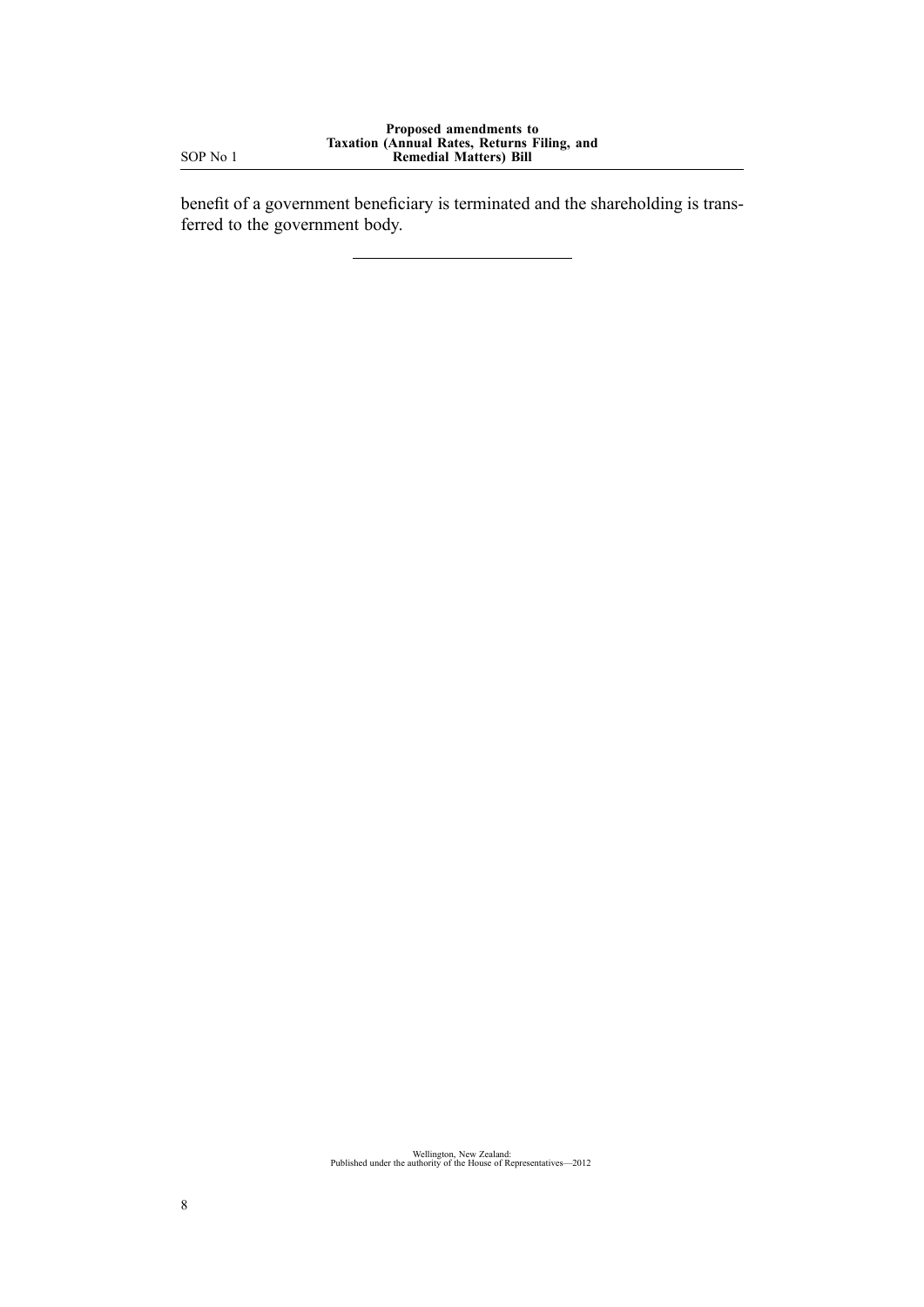benefit of a government beneficiary is terminated and the shareholding is transferred to the government body.

---

Wellington, New Zealand:
Published under the authority of the House of Representatives—2012